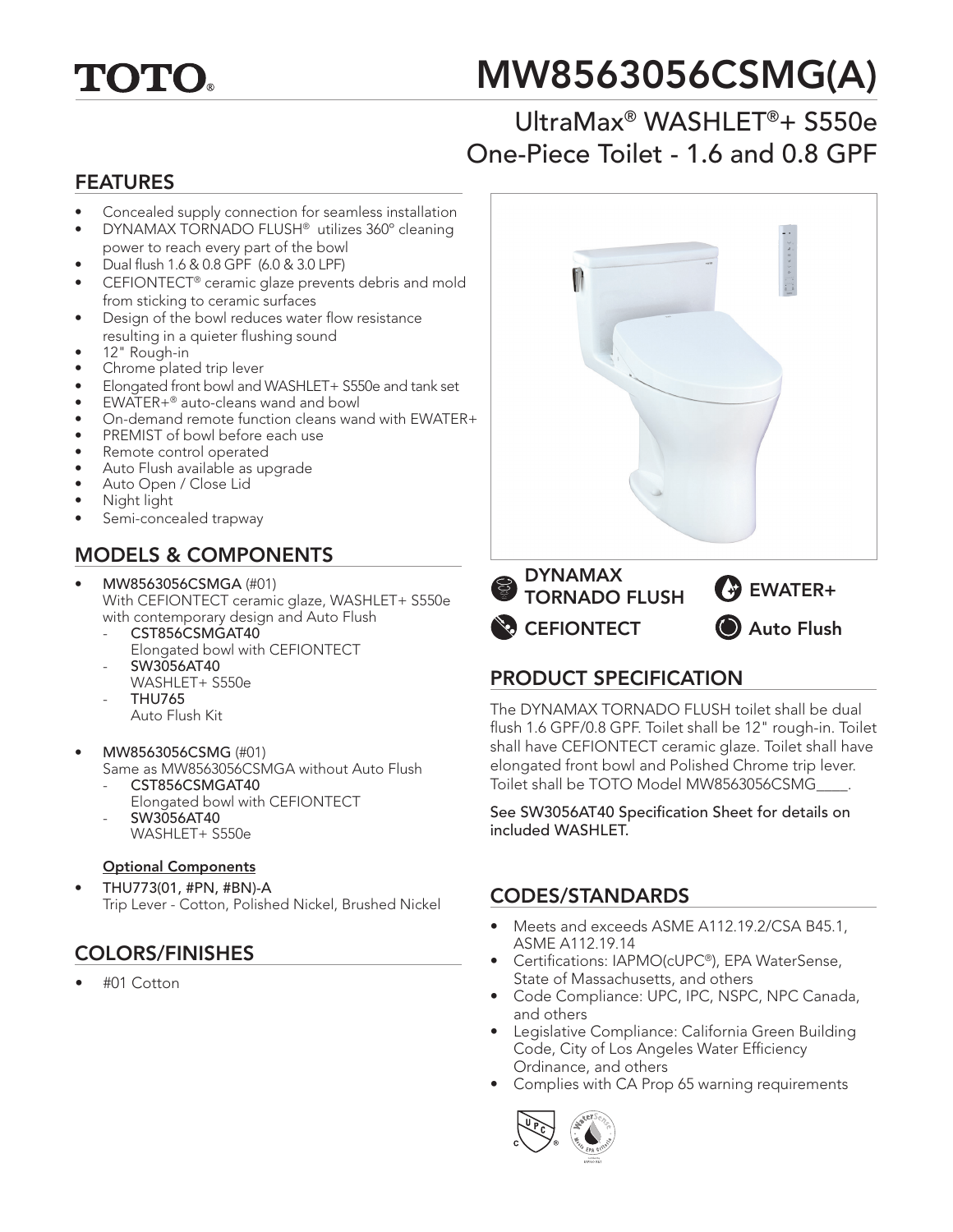**TOTO®**

# MW8563056CSMG(A)

## UltraMax® WASHLET®+ S550e One-Piece Toilet - 1.6 and 0.8 GPF

## FEATURES

- Concealed supply connection for seamless installation
- DYNAMAX TORNADO FLUSH® utilizes 360° cleaning power to reach every part of the bowl
- Dual flush 1.6 & 0.8 GPF (6.0 & 3.0 LPF)
- CEFIONTECT® ceramic glaze prevents debris and mold from sticking to ceramic surfaces
- Design of the bowl reduces water flow resistance resulting in a quieter flushing sound
- 12" Rough-in
- Chrome plated trip lever
- Elongated front bowl and WASHLET+ S550e and tank set
- EWATER+® auto-cleans wand and bowl
- On-demand remote function cleans wand with EWATER+
- PREMIST of bowl before each use
- Remote control operated
- Auto Flush available as upgrade
- Auto Open / Close Lid
- Night light
- Semi-concealed trapway

DYNAMAX TORNADO FLUSH | EWATER+ | CEFIONTECT | Auto Flush

## MODELS & COMPONENTS

- **MW8563056CSMGA** (#01)
  With CEFIONTECT ceramic glaze, WASHLET+ S550e with contemporary design and Auto Flush
  - **CST856CSMGAT40**
    Elongated bowl with CEFIONTECT
  - **SW3056AT40**
    WASHLET+ S550e
  - **THU765**
    Auto Flush Kit
- **MW8563056CSMG** (#01)
  Same as MW8563056CSMGA without Auto Flush
  - **CST856CSMGAT40**
    Elongated bowl with CEFIONTECT
  - **SW3056AT40**
    WASHLET+ S550e

**Optional Components**

- THU773(01, #PN, #BN)-A
  Trip Lever - Cotton, Polished Nickel, Brushed Nickel

## COLORS/FINISHES

- #01 Cotton

## PRODUCT SPECIFICATION

The DYNAMAX TORNADO FLUSH toilet shall be dual flush 1.6 GPF/0.8 GPF. Toilet shall be 12" rough-in. Toilet shall have CEFIONTECT ceramic glaze. Toilet shall have elongated front bowl and Polished Chrome trip lever. Toilet shall be TOTO Model MW8563056CSMG____.

See SW3056AT40 Specification Sheet for details on included WASHLET.

## CODES/STANDARDS

- Meets and exceeds ASME A112.19.2/CSA B45.1, ASME A112.19.14
- Certifications: IAPMO(cUPC®), EPA WaterSense, State of Massachusetts, and others
- Code Compliance: UPC, IPC, NSPC, NPC Canada, and others
- Legislative Compliance: California Green Building Code, City of Los Angeles Water Efficiency Ordinance, and others
- Complies with CA Prop 65 warning requirements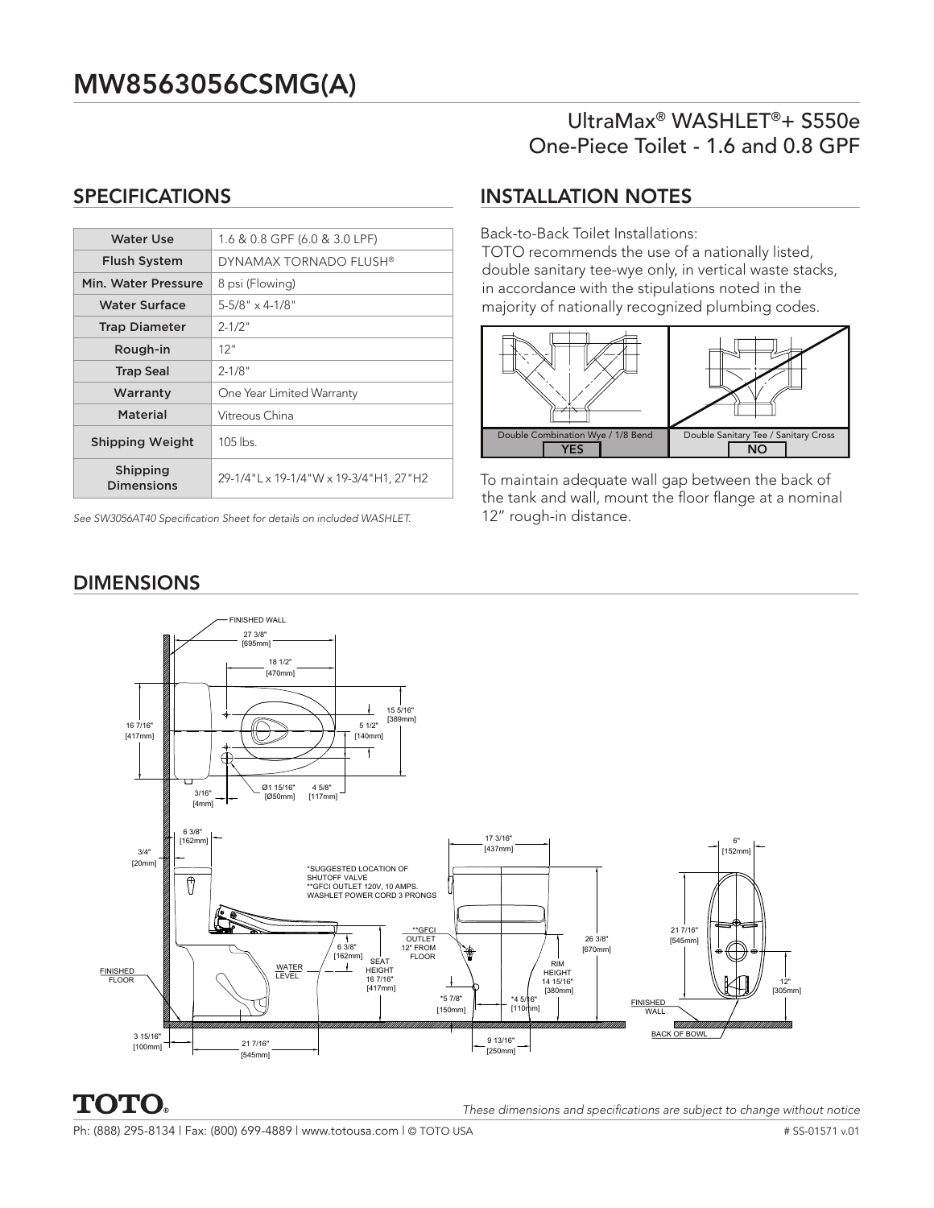# MW8563056CSMG(A)

UltraMax® WASHLET®+ S550e
One-Piece Toilet - 1.6 and 0.8 GPF

## SPECIFICATIONS

| | |
|---|---|
| Water Use | 1.6 & 0.8 GPF (6.0 & 3.0 LPF) |
| Flush System | DYNAMAX TORNADO FLUSH® |
| Min. Water Pressure | 8 psi (Flowing) |
| Water Surface | 5-5/8" x 4-1/8" |
| Trap Diameter | 2-1/2" |
| Rough-in | 12" |
| Trap Seal | 2-1/8" |
| Warranty | One Year Limited Warranty |
| Material | Vitreous China |
| Shipping Weight | 105 lbs. |
| Shipping Dimensions | 29-1/4"L x 19-1/4"W x 19-3/4"H1, 27"H2 |

*See SW3056AT40 Specification Sheet for details on included WASHLET.*

## INSTALLATION NOTES

Back-to-Back Toilet Installations:
TOTO recommends the use of a nationally listed, double sanitary tee-wye only, in vertical waste stacks, in accordance with the stipulations noted in the majority of nationally recognized plumbing codes.

Double Combination Wye / 1/8 Bend
YES

Double Sanitary Tee / Sanitary Cross
NO

To maintain adequate wall gap between the back of the tank and wall, mount the floor flange at a nominal 12" rough-in distance.

## DIMENSIONS

FINISHED WALL
27 3/8" [695mm]
18 1/2" [470mm]
15 5/16" [389mm]
16 7/16" [417mm]
5 1/2" [140mm]
Ø1 15/16" [Ø50mm]
4 5/8" [117mm]
3/16" [4mm]
6 3/8" [162mm]
3/4" [20mm]
*SUGGESTED LOCATION OF SHUTOFF VALVE
**GFCI OUTLET 120V, 10 AMPS. WASHLET POWER CORD 3 PRONGS
17 3/16" [437mm]
6" [152mm]
**GFCI OUTLET 12" FROM FLOOR
26 3/8" [670mm]
21 7/16" [545mm]
6 3/8" [162mm]
SEAT HEIGHT 16 7/16" [417mm]
RIM HEIGHT 14 15/16" [380mm]
WATER LEVEL
FINISHED FLOOR
*5 7/8" [150mm]
*4 5/16" [110mm]
12" [305mm]
FINISHED WALL
BACK OF BOWL
3 15/16" [100mm]
21 7/16" [545mm]
9 13/16" [250mm]

*These dimensions and specifications are subject to change without notice*

Ph: (888) 295-8134 | Fax: (800) 699-4889 | www.totousa.com | © TOTO USA

# SS-01571 v.01